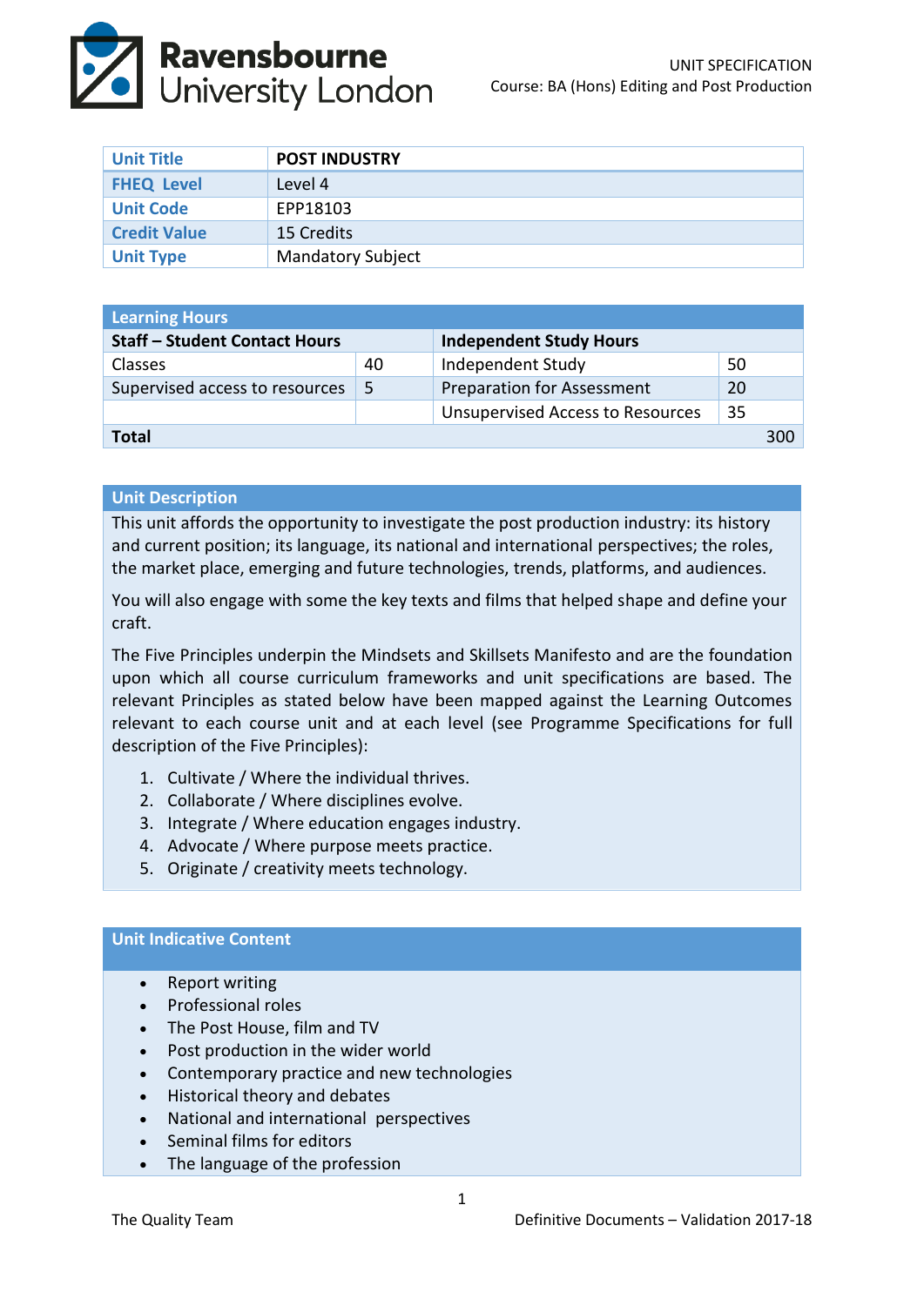UNIT SPECIFICATION
Course: BA (Hons) Editing and Post Production

| | |
|---|---|
| **Unit Title** | **POST INDUSTRY** |
| **FHEQ Level** | Level 4 |
| **Unit Code** | EPP18103 |
| **Credit Value** | 15 Credits |
| **Unit Type** | Mandatory Subject |

| **Learning Hours** | | | |
|---|---|---|---|
| **Staff – Student Contact Hours** | | **Independent Study Hours** | |
| Classes | 40 | Independent Study | 50 |
| Supervised access to resources | 5 | Preparation for Assessment | 20 |
| | | Unsupervised Access to Resources | 35 |
| **Total** | | | 300 |

## Unit Description

This unit affords the opportunity to investigate the post production industry: its history and current position; its language, its national and international perspectives; the roles, the market place, emerging and future technologies, trends, platforms, and audiences.

You will also engage with some the key texts and films that helped shape and define your craft.

The Five Principles underpin the Mindsets and Skillsets Manifesto and are the foundation upon which all course curriculum frameworks and unit specifications are based. The relevant Principles as stated below have been mapped against the Learning Outcomes relevant to each course unit and at each level (see Programme Specifications for full description of the Five Principles):

1. Cultivate / Where the individual thrives.
2. Collaborate / Where disciplines evolve.
3. Integrate / Where education engages industry.
4. Advocate / Where purpose meets practice.
5. Originate / creativity meets technology.

## Unit Indicative Content

- Report writing
- Professional roles
- The Post House, film and TV
- Post production in the wider world
- Contemporary practice and new technologies
- Historical theory and debates
- National and international perspectives
- Seminal films for editors
- The language of the profession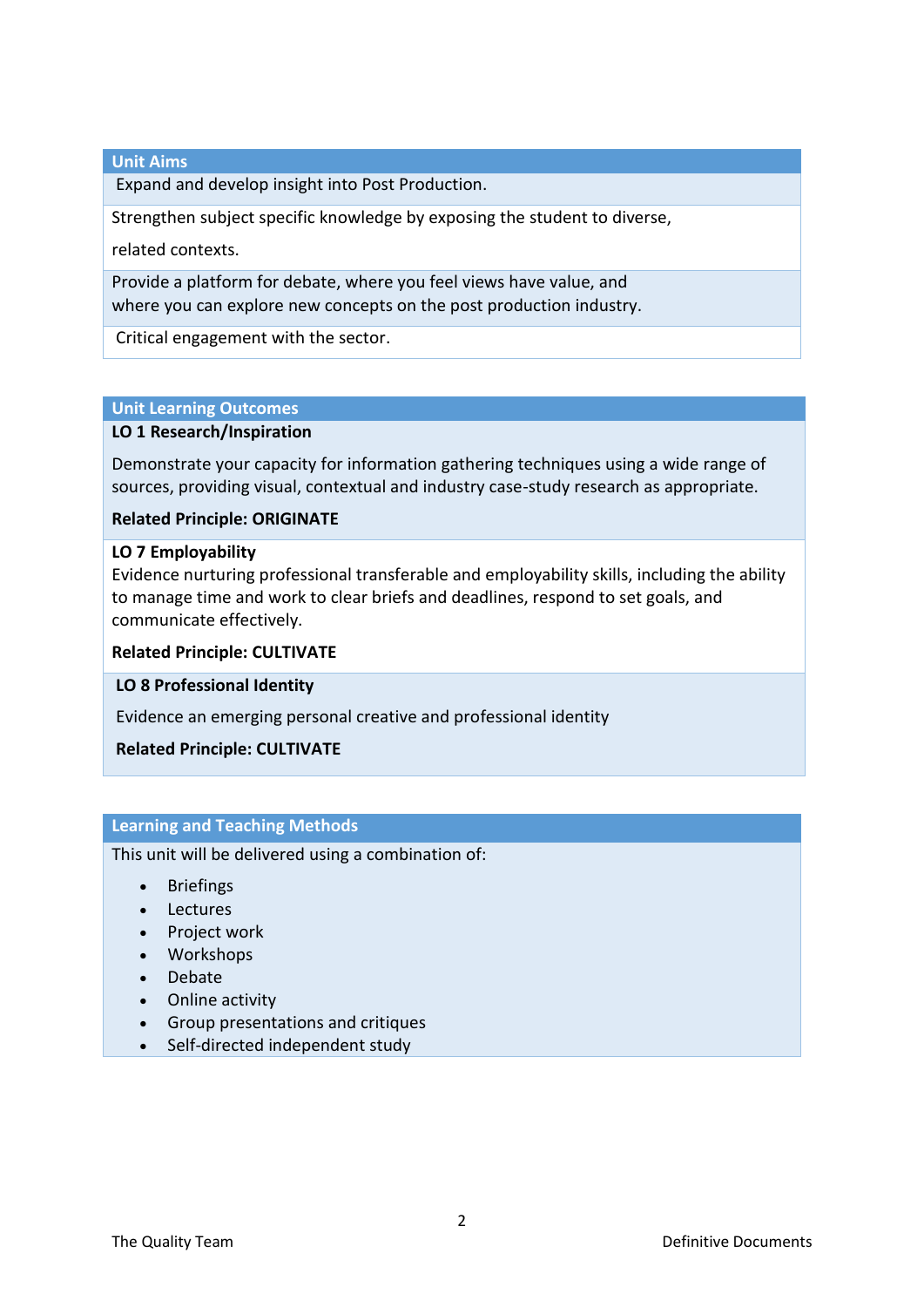## Unit Aims

Expand and develop insight into Post Production.

Strengthen subject specific knowledge by exposing the student to diverse,

related contexts.

Provide a platform for debate, where you feel views have value, and where you can explore new concepts on the post production industry.

Critical engagement with the sector.

## Unit Learning Outcomes

**LO 1 Research/Inspiration**

Demonstrate your capacity for information gathering techniques using a wide range of sources, providing visual, contextual and industry case-study research as appropriate.

**Related Principle: ORIGINATE**

**LO 7 Employability**

Evidence nurturing professional transferable and employability skills, including the ability to manage time and work to clear briefs and deadlines, respond to set goals, and communicate effectively.

**Related Principle: CULTIVATE**

**LO 8 Professional Identity**

Evidence an emerging personal creative and professional identity

**Related Principle: CULTIVATE**

## Learning and Teaching Methods

This unit will be delivered using a combination of:

- Briefings
- Lectures
- Project work
- Workshops
- Debate
- Online activity
- Group presentations and critiques
- Self-directed independent study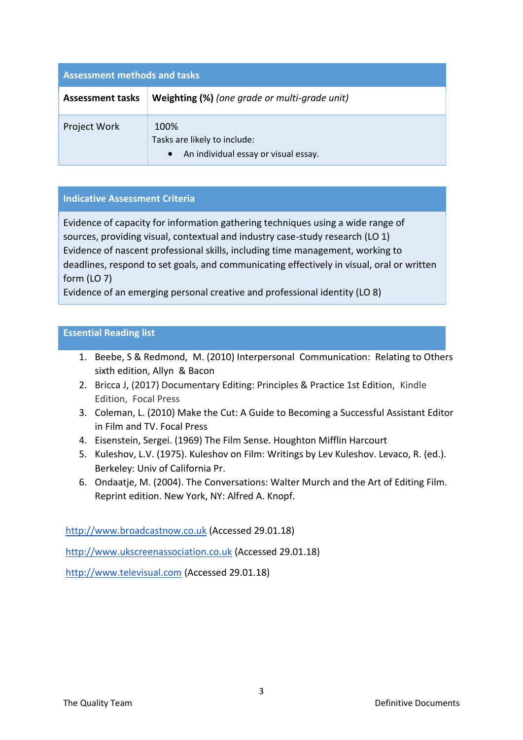## Assessment methods and tasks

| Assessment tasks | Weighting (%) *(one grade or multi-grade unit)* |
|---|---|
| Project Work | 100%<br>Tasks are likely to include:<br>• An individual essay or visual essay. |

## Indicative Assessment Criteria

Evidence of capacity for information gathering techniques using a wide range of sources, providing visual, contextual and industry case-study research (LO 1)
Evidence of nascent professional skills, including time management, working to deadlines, respond to set goals, and communicating effectively in visual, oral or written form (LO 7)
Evidence of an emerging personal creative and professional identity (LO 8)

## Essential Reading list

1. Beebe, S & Redmond, M. (2010) Interpersonal Communication: Relating to Others sixth edition, Allyn & Bacon
2. Bricca J, (2017) Documentary Editing: Principles & Practice 1st Edition, Kindle Edition, Focal Press
3. Coleman, L. (2010) Make the Cut: A Guide to Becoming a Successful Assistant Editor in Film and TV. Focal Press
4. Eisenstein, Sergei. (1969) The Film Sense. Houghton Mifflin Harcourt
5. Kuleshov, L.V. (1975). Kuleshov on Film: Writings by Lev Kuleshov. Levaco, R. (ed.). Berkeley: Univ of California Pr.
6. Ondaatje, M. (2004). The Conversations: Walter Murch and the Art of Editing Film. Reprint edition. New York, NY: Alfred A. Knopf.

http://www.broadcastnow.co.uk (Accessed 29.01.18)

http://www.ukscreenassociation.co.uk (Accessed 29.01.18)

http://www.televisual.com (Accessed 29.01.18)